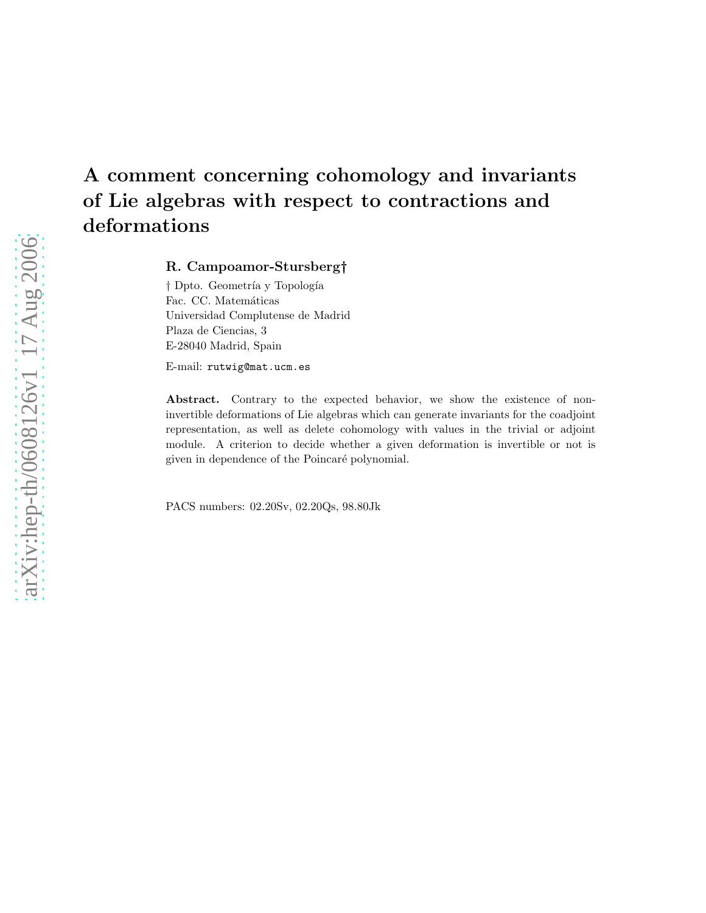# A comment concerning cohomology and invariants of Lie algebras with respect to contractions and deformations

**R. Campoamor-Stursberg†**

† Dpto. Geometría y Topología
Fac. CC. Matemáticas
Universidad Complutense de Madrid
Plaza de Ciencias, 3
E-28040 Madrid, Spain

E-mail: rutwig@mat.ucm.es

**Abstract.** Contrary to the expected behavior, we show the existence of non-invertible deformations of Lie algebras which can generate invariants for the coadjoint representation, as well as delete cohomology with values in the trivial or adjoint module. A criterion to decide whether a given deformation is invertible or not is given in dependence of the Poincaré polynomial.

PACS numbers: 02.20Sv, 02.20Qs, 98.80Jk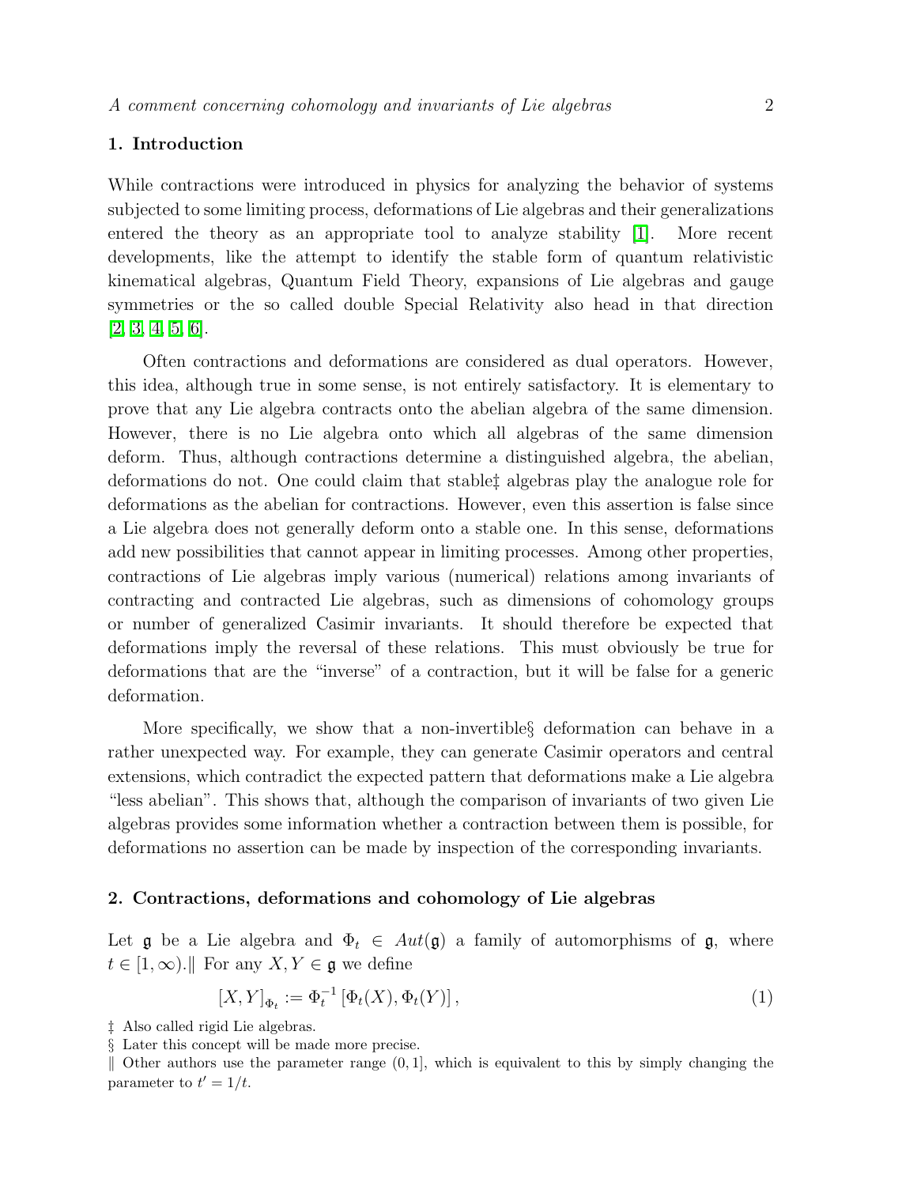## 1. Introduction

While contractions were introduced in physics for analyzing the behavior of systems subjected to some limiting process, deformations of Lie algebras and their generalizations entered the theory as an appropriate tool to analyze stability [1]. More recent developments, like the attempt to identify the stable form of quantum relativistic kinematical algebras, Quantum Field Theory, expansions of Lie algebras and gauge symmetries or the so called double Special Relativity also head in that direction [2, 3, 4, 5, 6].

Often contractions and deformations are considered as dual operators. However, this idea, although true in some sense, is not entirely satisfactory. It is elementary to prove that any Lie algebra contracts onto the abelian algebra of the same dimension. However, there is no Lie algebra onto which all algebras of the same dimension deform. Thus, although contractions determine a distinguished algebra, the abelian, deformations do not. One could claim that stable‡ algebras play the analogue role for deformations as the abelian for contractions. However, even this assertion is false since a Lie algebra does not generally deform onto a stable one. In this sense, deformations add new possibilities that cannot appear in limiting processes. Among other properties, contractions of Lie algebras imply various (numerical) relations among invariants of contracting and contracted Lie algebras, such as dimensions of cohomology groups or number of generalized Casimir invariants. It should therefore be expected that deformations imply the reversal of these relations. This must obviously be true for deformations that are the "inverse" of a contraction, but it will be false for a generic deformation.

More specifically, we show that a non-invertible§ deformation can behave in a rather unexpected way. For example, they can generate Casimir operators and central extensions, which contradict the expected pattern that deformations make a Lie algebra "less abelian". This shows that, although the comparison of invariants of two given Lie algebras provides some information whether a contraction between them is possible, for deformations no assertion can be made by inspection of the corresponding invariants.

## 2. Contractions, deformations and cohomology of Lie algebras

Let $\mathfrak{g}$ be a Lie algebra and $\Phi_t \in Aut(\mathfrak{g})$ a family of automorphisms of $\mathfrak{g}$, where $t \in [1, \infty)$.‖ For any $X, Y \in \mathfrak{g}$ we define

$$[X, Y]_{\Phi_t} := \Phi_t^{-1} [\Phi_t(X), \Phi_t(Y)] , \tag{1}$$

‡ Also called rigid Lie algebras.

§ Later this concept will be made more precise.

‖ Other authors use the parameter range $(0, 1]$, which is equivalent to this by simply changing the parameter to $t' = 1/t$.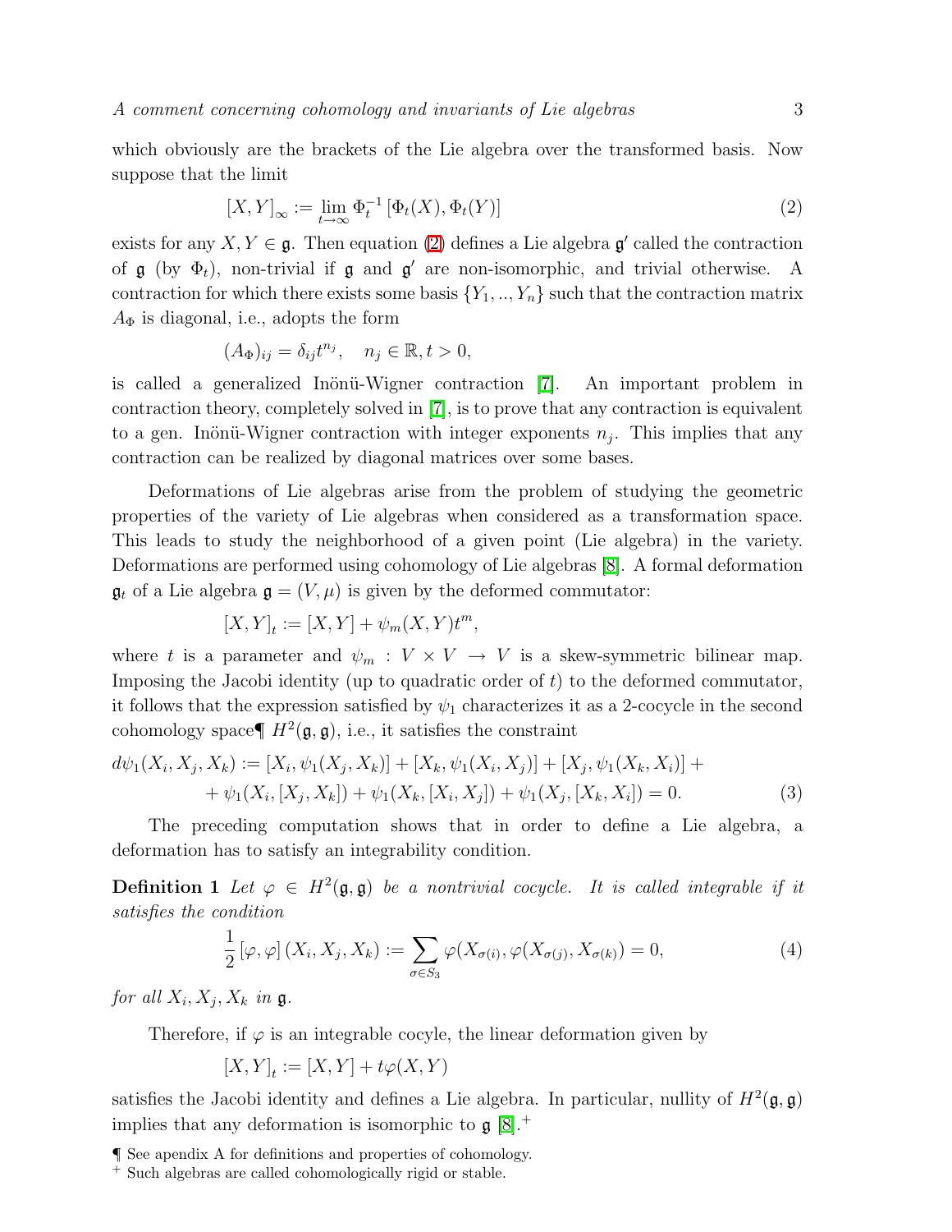which obviously are the brackets of the Lie algebra over the transformed basis. Now suppose that the limit

$$[X, Y]_\infty := \lim_{t\to\infty} \Phi_t^{-1} [\Phi_t(X), \Phi_t(Y)] \tag{2}$$

exists for any $X, Y \in \mathfrak{g}$. Then equation (2) defines a Lie algebra $\mathfrak{g}'$ called the contraction of $\mathfrak{g}$ (by $\Phi_t$), non-trivial if $\mathfrak{g}$ and $\mathfrak{g}'$ are non-isomorphic, and trivial otherwise. A contraction for which there exists some basis $\{Y_1, .., Y_n\}$ such that the contraction matrix $A_\Phi$ is diagonal, i.e., adopts the form

$$(A_\Phi)_{ij} = \delta_{ij} t^{n_j}, \quad n_j \in \mathbb{R}, t > 0,$$

is called a generalized Inönü-Wigner contraction [7]. An important problem in contraction theory, completely solved in [7], is to prove that any contraction is equivalent to a gen. Inönü-Wigner contraction with integer exponents $n_j$. This implies that any contraction can be realized by diagonal matrices over some bases.

Deformations of Lie algebras arise from the problem of studying the geometric properties of the variety of Lie algebras when considered as a transformation space. This leads to study the neighborhood of a given point (Lie algebra) in the variety. Deformations are performed using cohomology of Lie algebras [8]. A formal deformation $\mathfrak{g}_t$ of a Lie algebra $\mathfrak{g} = (V, \mu)$ is given by the deformed commutator:

$$[X, Y]_t := [X, Y] + \psi_m(X, Y)t^m,$$

where $t$ is a parameter and $\psi_m : V \times V \to V$ is a skew-symmetric bilinear map. Imposing the Jacobi identity (up to quadratic order of $t$) to the deformed commutator, it follows that the expression satisfied by $\psi_1$ characterizes it as a 2-cocycle in the second cohomology space¶ $H^2(\mathfrak{g}, \mathfrak{g})$, i.e., it satisfies the constraint

$$\begin{aligned} d\psi_1(X_i, X_j, X_k) := &[X_i, \psi_1(X_j, X_k)] + [X_k, \psi_1(X_i, X_j)] + [X_j, \psi_1(X_k, X_i)] + \\ &+ \psi_1(X_i, [X_j, X_k]) + \psi_1(X_k, [X_i, X_j]) + \psi_1(X_j, [X_k, X_i]) = 0. \end{aligned} \tag{3}$$

The preceding computation shows that in order to define a Lie algebra, a deformation has to satisfy an integrability condition.

**Definition 1** *Let $\varphi \in H^2(\mathfrak{g}, \mathfrak{g})$ be a nontrivial cocycle. It is called integrable if it satisfies the condition*

$$\frac{1}{2} [\varphi, \varphi] (X_i, X_j, X_k) := \sum_{\sigma\in S_3} \varphi(X_{\sigma(i)}, \varphi(X_{\sigma(j)}, X_{\sigma(k)}) = 0, \tag{4}$$

*for all $X_i, X_j, X_k$ in $\mathfrak{g}$.*

Therefore, if $\varphi$ is an integrable cocyle, the linear deformation given by

$$[X, Y]_t := [X, Y] + t\varphi(X, Y)$$

satisfies the Jacobi identity and defines a Lie algebra. In particular, nullity of $H^2(\mathfrak{g}, \mathfrak{g})$ implies that any deformation is isomorphic to $\mathfrak{g}$ [8].+

¶ See apendix A for definitions and properties of cohomology.

+ Such algebras are called cohomologically rigid or stable.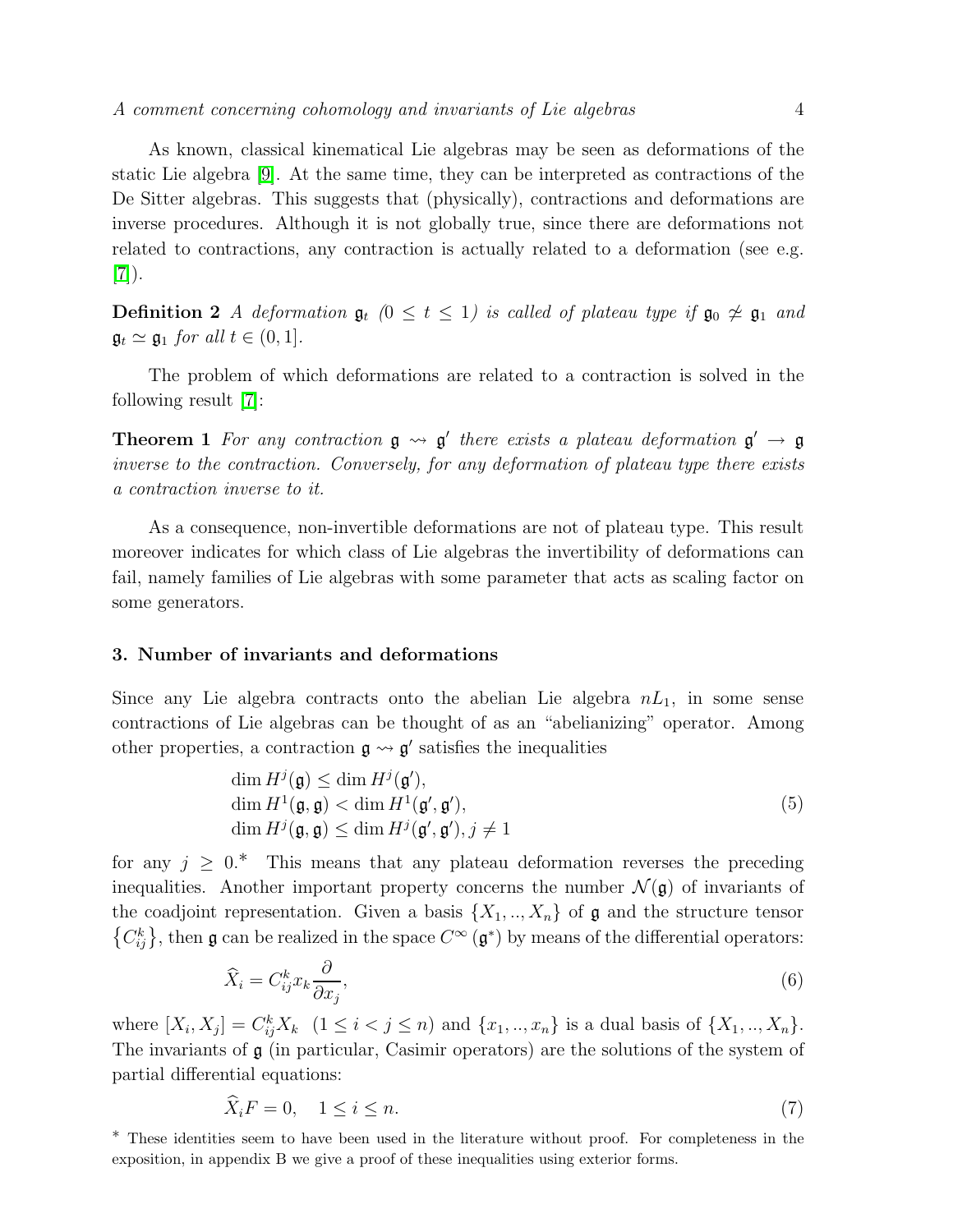As known, classical kinematical Lie algebras may be seen as deformations of the static Lie algebra [9]. At the same time, they can be interpreted as contractions of the De Sitter algebras. This suggests that (physically), contractions and deformations are inverse procedures. Although it is not globally true, since there are deformations not related to contractions, any contraction is actually related to a deformation (see e.g. [7]).

**Definition 2** *A deformation* $\mathfrak{g}_t$ *(*$0 \leq t \leq 1$*) is called of plateau type if* $\mathfrak{g}_0 \not\simeq \mathfrak{g}_1$ *and* $\mathfrak{g}_t \simeq \mathfrak{g}_1$ *for all* $t \in (0, 1]$.

The problem of which deformations are related to a contraction is solved in the following result [7]:

**Theorem 1** *For any contraction* $\mathfrak{g} \rightsquigarrow \mathfrak{g}'$ *there exists a plateau deformation* $\mathfrak{g}' \rightarrow \mathfrak{g}$ *inverse to the contraction. Conversely, for any deformation of plateau type there exists a contraction inverse to it.*

As a consequence, non-invertible deformations are not of plateau type. This result moreover indicates for which class of Lie algebras the invertibility of deformations can fail, namely families of Lie algebras with some parameter that acts as scaling factor on some generators.

## 3. Number of invariants and deformations

Since any Lie algebra contracts onto the abelian Lie algebra $nL_1$, in some sense contractions of Lie algebras can be thought of as an "abelianizing" operator. Among other properties, a contraction $\mathfrak{g} \rightsquigarrow \mathfrak{g}'$ satisfies the inequalities

$$
\begin{array}{l}
\dim H^j(\mathfrak{g}) \leq \dim H^j(\mathfrak{g}'), \\
\dim H^1(\mathfrak{g}, \mathfrak{g}) < \dim H^1(\mathfrak{g}', \mathfrak{g}'), \\
\dim H^j(\mathfrak{g}, \mathfrak{g}) \leq \dim H^j(\mathfrak{g}', \mathfrak{g}'), j \neq 1
\end{array}
\tag{5}
$$

for any $j \geq 0$.* This means that any plateau deformation reverses the preceding inequalities. Another important property concerns the number $\mathcal{N}(\mathfrak{g})$ of invariants of the coadjoint representation. Given a basis $\{X_1, .., X_n\}$ of $\mathfrak{g}$ and the structure tensor $\{C_{ij}^k\}$, then $\mathfrak{g}$ can be realized in the space $C^\infty(\mathfrak{g}^*)$ by means of the differential operators:

$$
\widehat{X}_i = C_{ij}^k x_k \frac{\partial}{\partial x_j}, \tag{6}
$$

where $[X_i, X_j] = C_{ij}^k X_k \;\; (1 \leq i < j \leq n)$ and $\{x_1, .., x_n\}$ is a dual basis of $\{X_1, .., X_n\}$. The invariants of $\mathfrak{g}$ (in particular, Casimir operators) are the solutions of the system of partial differential equations:

$$
\widehat{X}_i F = 0, \quad 1 \leq i \leq n. \tag{7}
$$

* These identities seem to have been used in the literature without proof. For completeness in the exposition, in appendix B we give a proof of these inequalities using exterior forms.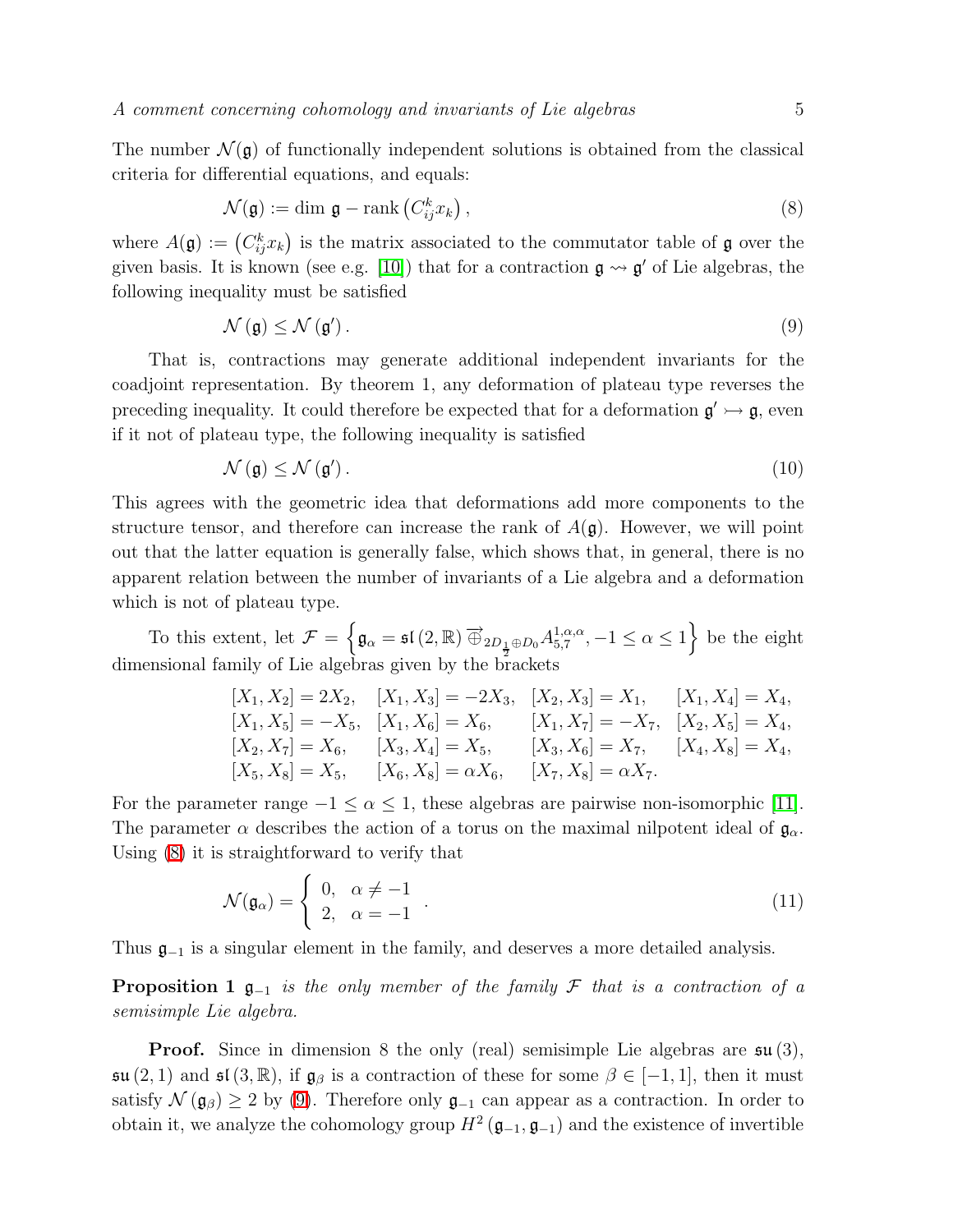The number $\mathcal{N}(\mathfrak{g})$ of functionally independent solutions is obtained from the classical criteria for differential equations, and equals:

$$\mathcal{N}(\mathfrak{g}) := \dim \mathfrak{g} - \operatorname{rank}\left(C_{ij}^{k} x_k\right), \tag{8}$$

where $A(\mathfrak{g}) := \left(C_{ij}^{k} x_k\right)$ is the matrix associated to the commutator table of $\mathfrak{g}$ over the given basis. It is known (see e.g. [10]) that for a contraction $\mathfrak{g} \rightsquigarrow \mathfrak{g}'$ of Lie algebras, the following inequality must be satisfied

$$\mathcal{N}(\mathfrak{g}) \leq \mathcal{N}(\mathfrak{g}'). \tag{9}$$

That is, contractions may generate additional independent invariants for the coadjoint representation. By theorem 1, any deformation of plateau type reverses the preceding inequality. It could therefore be expected that for a deformation $\mathfrak{g}' \rightarrowtail \mathfrak{g}$, even if it not of plateau type, the following inequality is satisfied

$$\mathcal{N}(\mathfrak{g}) \leq \mathcal{N}(\mathfrak{g}'). \tag{10}$$

This agrees with the geometric idea that deformations add more components to the structure tensor, and therefore can increase the rank of $A(\mathfrak{g})$. However, we will point out that the latter equation is generally false, which shows that, in general, there is no apparent relation between the number of invariants of a Lie algebra and a deformation which is not of plateau type.

To this extent, let $\mathcal{F} = \left\{\mathfrak{g}_\alpha = \mathfrak{sl}(2,\mathbb{R}) \overrightarrow{\oplus}_{2D_{\frac{1}{2}} \oplus D_0} A_{5,7}^{1,\alpha,\alpha}, -1 \leq \alpha \leq 1\right\}$ be the eight dimensional family of Lie algebras given by the brackets

$$\begin{array}{llll}
[X_1, X_2] = 2X_2, & [X_1, X_3] = -2X_3, & [X_2, X_3] = X_1, & [X_1, X_4] = X_4, \\
[X_1, X_5] = -X_5, & [X_1, X_6] = X_6, & [X_1, X_7] = -X_7, & [X_2, X_5] = X_4, \\
[X_2, X_7] = X_6, & [X_3, X_4] = X_5, & [X_3, X_6] = X_7, & [X_4, X_8] = X_4, \\
[X_5, X_8] = X_5, & [X_6, X_8] = \alpha X_6, & [X_7, X_8] = \alpha X_7. &
\end{array}$$

For the parameter range $-1 \leq \alpha \leq 1$, these algebras are pairwise non-isomorphic [11]. The parameter $\alpha$ describes the action of a torus on the maximal nilpotent ideal of $\mathfrak{g}_\alpha$. Using (8) it is straightforward to verify that

$$\mathcal{N}(\mathfrak{g}_\alpha) = \left\{ \begin{array}{ll} 0, & \alpha \neq -1 \\ 2, & \alpha = -1 \end{array} \right. . \tag{11}$$

Thus $\mathfrak{g}_{-1}$ is a singular element in the family, and deserves a more detailed analysis.

**Proposition 1** *$\mathfrak{g}_{-1}$ is the only member of the family $\mathcal{F}$ that is a contraction of a semisimple Lie algebra.*

**Proof.** Since in dimension 8 the only (real) semisimple Lie algebras are $\mathfrak{su}(3)$, $\mathfrak{su}(2,1)$ and $\mathfrak{sl}(3,\mathbb{R})$, if $\mathfrak{g}_\beta$ is a contraction of these for some $\beta \in [-1,1]$, then it must satisfy $\mathcal{N}(\mathfrak{g}_\beta) \geq 2$ by (9). Therefore only $\mathfrak{g}_{-1}$ can appear as a contraction. In order to obtain it, we analyze the cohomology group $H^2(\mathfrak{g}_{-1}, \mathfrak{g}_{-1})$ and the existence of invertible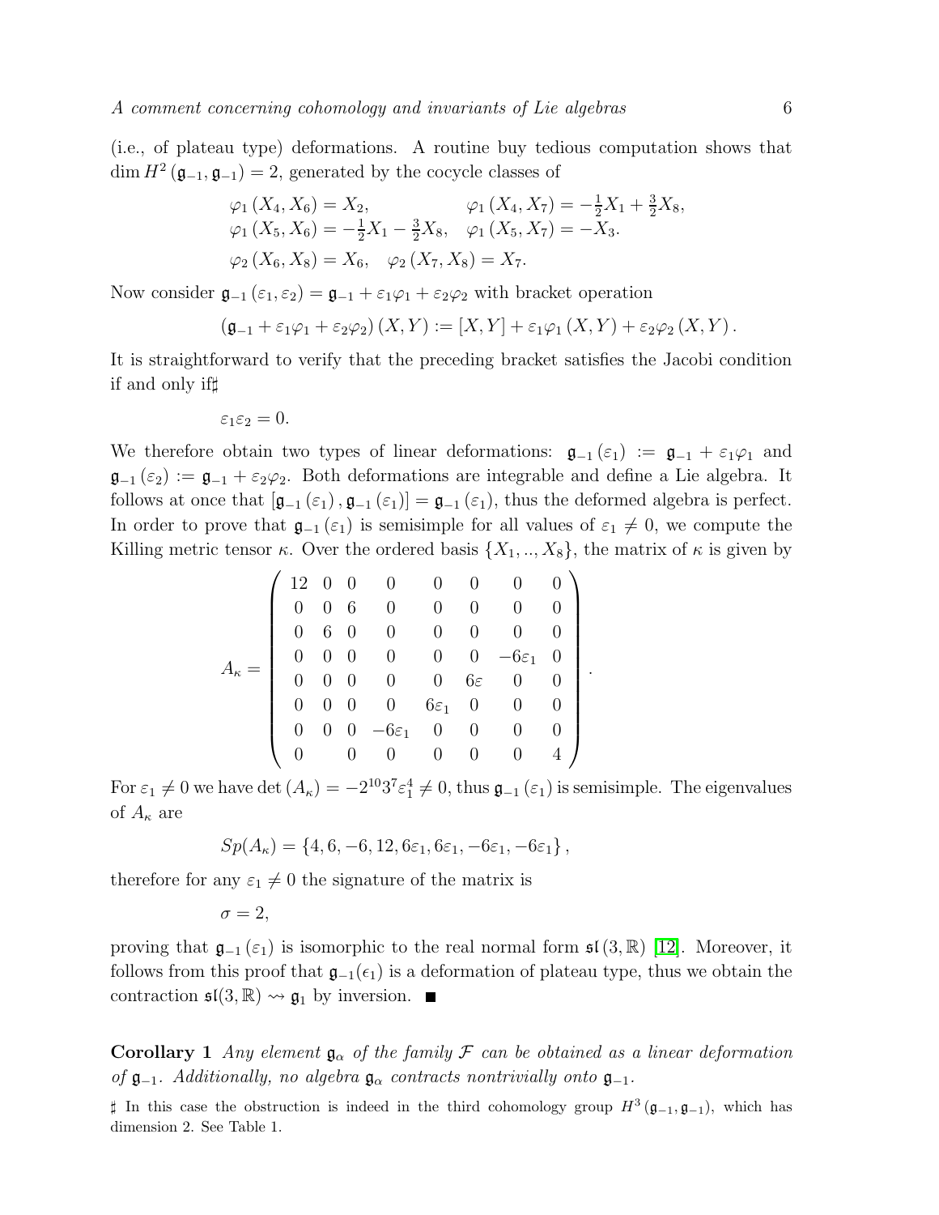(i.e., of plateau type) deformations. A routine buy tedious computation shows that $\dim H^2(\mathfrak{g}_{-1}, \mathfrak{g}_{-1}) = 2$, generated by the cocycle classes of

$$
\begin{array}{ll}
\varphi_1(X_4, X_6) = X_2, & \varphi_1(X_4, X_7) = -\frac{1}{2}X_1 + \frac{3}{2}X_8, \\
\varphi_1(X_5, X_6) = -\frac{1}{2}X_1 - \frac{3}{2}X_8, & \varphi_1(X_5, X_7) = -X_3.
\end{array}
$$

$$
\varphi_2(X_6, X_8) = X_6, \quad \varphi_2(X_7, X_8) = X_7.
$$

Now consider $\mathfrak{g}_{-1}(\varepsilon_1, \varepsilon_2) = \mathfrak{g}_{-1} + \varepsilon_1\varphi_1 + \varepsilon_2\varphi_2$ with bracket operation

$$
(\mathfrak{g}_{-1} + \varepsilon_1\varphi_1 + \varepsilon_2\varphi_2)(X, Y) := [X, Y] + \varepsilon_1\varphi_1(X, Y) + \varepsilon_2\varphi_2(X, Y).
$$

It is straightforward to verify that the preceding bracket satisfies the Jacobi condition if and only if♯

$$
\varepsilon_1\varepsilon_2 = 0.
$$

We therefore obtain two types of linear deformations: $\mathfrak{g}_{-1}(\varepsilon_1) := \mathfrak{g}_{-1} + \varepsilon_1\varphi_1$ and $\mathfrak{g}_{-1}(\varepsilon_2) := \mathfrak{g}_{-1} + \varepsilon_2\varphi_2$. Both deformations are integrable and define a Lie algebra. It follows at once that $[\mathfrak{g}_{-1}(\varepsilon_1), \mathfrak{g}_{-1}(\varepsilon_1)] = \mathfrak{g}_{-1}(\varepsilon_1)$, thus the deformed algebra is perfect. In order to prove that $\mathfrak{g}_{-1}(\varepsilon_1)$ is semisimple for all values of $\varepsilon_1 \neq 0$, we compute the Killing metric tensor $\kappa$. Over the ordered basis $\{X_1, .., X_8\}$, the matrix of $\kappa$ is given by

$$
A_\kappa = \begin{pmatrix}
12 & 0 & 0 & 0 & 0 & 0 & 0 & 0 \\
0 & 0 & 6 & 0 & 0 & 0 & 0 & 0 \\
0 & 6 & 0 & 0 & 0 & 0 & 0 & 0 \\
0 & 0 & 0 & 0 & 0 & 0 & -6\varepsilon_1 & 0 \\
0 & 0 & 0 & 0 & 0 & 6\varepsilon & 0 & 0 \\
0 & 0 & 0 & 0 & 6\varepsilon_1 & 0 & 0 & 0 \\
0 & 0 & 0 & -6\varepsilon_1 & 0 & 0 & 0 & 0 \\
0 & 0 & 0 & 0 & 0 & 0 & 0 & 4
\end{pmatrix}.
$$

For $\varepsilon_1 \neq 0$ we have $\det(A_\kappa) = -2^{10}3^7\varepsilon_1^4 \neq 0$, thus $\mathfrak{g}_{-1}(\varepsilon_1)$ is semisimple. The eigenvalues of $A_\kappa$ are

$$
Sp(A_\kappa) = \{4, 6, -6, 12, 6\varepsilon_1, 6\varepsilon_1, -6\varepsilon_1, -6\varepsilon_1\},
$$

therefore for any $\varepsilon_1 \neq 0$ the signature of the matrix is

$$
\sigma = 2,
$$

proving that $\mathfrak{g}_{-1}(\varepsilon_1)$ is isomorphic to the real normal form $\mathfrak{sl}(3, \mathbb{R})$ [12]. Moreover, it follows from this proof that $\mathfrak{g}_{-1}(\epsilon_1)$ is a deformation of plateau type, thus we obtain the contraction $\mathfrak{sl}(3, \mathbb{R}) \rightsquigarrow \mathfrak{g}_1$ by inversion. ∎

**Corollary 1** *Any element $\mathfrak{g}_\alpha$ of the family $\mathcal{F}$ can be obtained as a linear deformation of $\mathfrak{g}_{-1}$. Additionally, no algebra $\mathfrak{g}_\alpha$ contracts nontrivially onto $\mathfrak{g}_{-1}$.*

♯ In this case the obstruction is indeed in the third cohomology group $H^3(\mathfrak{g}_{-1}, \mathfrak{g}_{-1})$, which has dimension 2. See Table 1.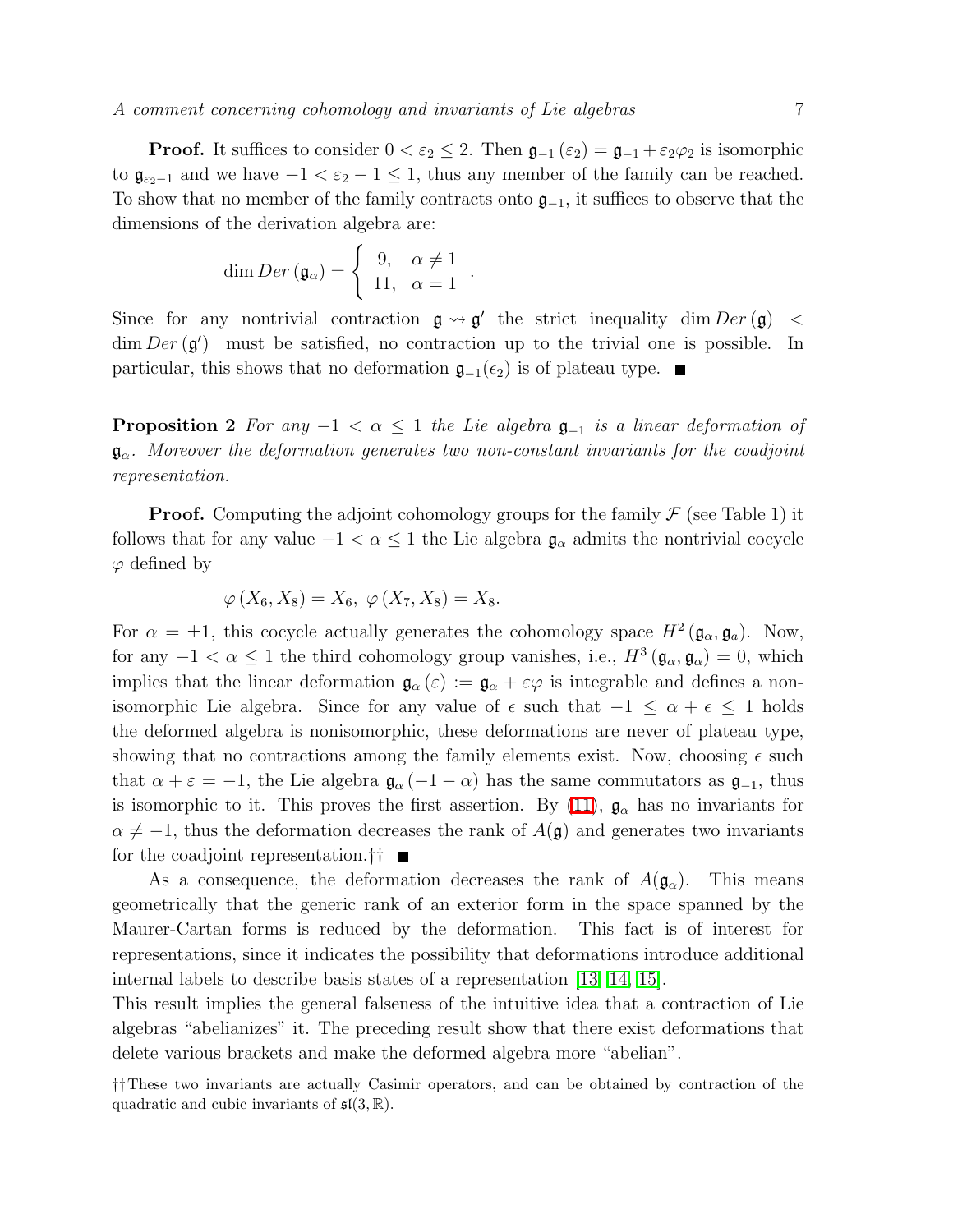**Proof.** It suffices to consider $0 < \varepsilon_2 \leq 2$. Then $\mathfrak{g}_{-1}(\varepsilon_2) = \mathfrak{g}_{-1} + \varepsilon_2 \varphi_2$ is isomorphic to $\mathfrak{g}_{\varepsilon_2 - 1}$ and we have $-1 < \varepsilon_2 - 1 \leq 1$, thus any member of the family can be reached. To show that no member of the family contracts onto $\mathfrak{g}_{-1}$, it suffices to observe that the dimensions of the derivation algebra are:

$$\dim Der(\mathfrak{g}_\alpha) = \left\{ \begin{array}{ll} 9, & \alpha \neq 1 \\ 11, & \alpha = 1 \end{array} \right. .$$

Since for any nontrivial contraction $\mathfrak{g} \rightsquigarrow \mathfrak{g}'$ the strict inequality $\dim Der(\mathfrak{g}) < \dim Der(\mathfrak{g}')$ must be satisfied, no contraction up to the trivial one is possible. In particular, this shows that no deformation $\mathfrak{g}_{-1}(\epsilon_2)$ is of plateau type. ■

**Proposition 2** *For any $-1 < \alpha \leq 1$ the Lie algebra $\mathfrak{g}_{-1}$ is a linear deformation of $\mathfrak{g}_\alpha$. Moreover the deformation generates two non-constant invariants for the coadjoint representation.*

**Proof.** Computing the adjoint cohomology groups for the family $\mathcal{F}$ (see Table 1) it follows that for any value $-1 < \alpha \leq 1$ the Lie algebra $\mathfrak{g}_\alpha$ admits the nontrivial cocycle $\varphi$ defined by

$$\varphi(X_6, X_8) = X_6, \ \varphi(X_7, X_8) = X_8.$$

For $\alpha = \pm 1$, this cocycle actually generates the cohomology space $H^2(\mathfrak{g}_\alpha, \mathfrak{g}_a)$. Now, for any $-1 < \alpha \leq 1$ the third cohomology group vanishes, i.e., $H^3(\mathfrak{g}_\alpha, \mathfrak{g}_\alpha) = 0$, which implies that the linear deformation $\mathfrak{g}_\alpha(\varepsilon) := \mathfrak{g}_\alpha + \varepsilon\varphi$ is integrable and defines a non-isomorphic Lie algebra. Since for any value of $\epsilon$ such that $-1 \leq \alpha + \epsilon \leq 1$ holds the deformed algebra is nonisomorphic, these deformations are never of plateau type, showing that no contractions among the family elements exist. Now, choosing $\epsilon$ such that $\alpha + \varepsilon = -1$, the Lie algebra $\mathfrak{g}_\alpha(-1-\alpha)$ has the same commutators as $\mathfrak{g}_{-1}$, thus is isomorphic to it. This proves the first assertion. By (11), $\mathfrak{g}_\alpha$ has no invariants for $\alpha \neq -1$, thus the deformation decreases the rank of $A(\mathfrak{g})$ and generates two invariants for the coadjoint representation.†† ■

As a consequence, the deformation decreases the rank of $A(\mathfrak{g}_\alpha)$. This means geometrically that the generic rank of an exterior form in the space spanned by the Maurer-Cartan forms is reduced by the deformation. This fact is of interest for representations, since it indicates the possibility that deformations introduce additional internal labels to describe basis states of a representation [13, 14, 15].
This result implies the general falseness of the intuitive idea that a contraction of Lie algebras "abelianizes" it. The preceding result show that there exist deformations that delete various brackets and make the deformed algebra more "abelian".

††These two invariants are actually Casimir operators, and can be obtained by contraction of the quadratic and cubic invariants of $\mathfrak{sl}(3, \mathbb{R})$.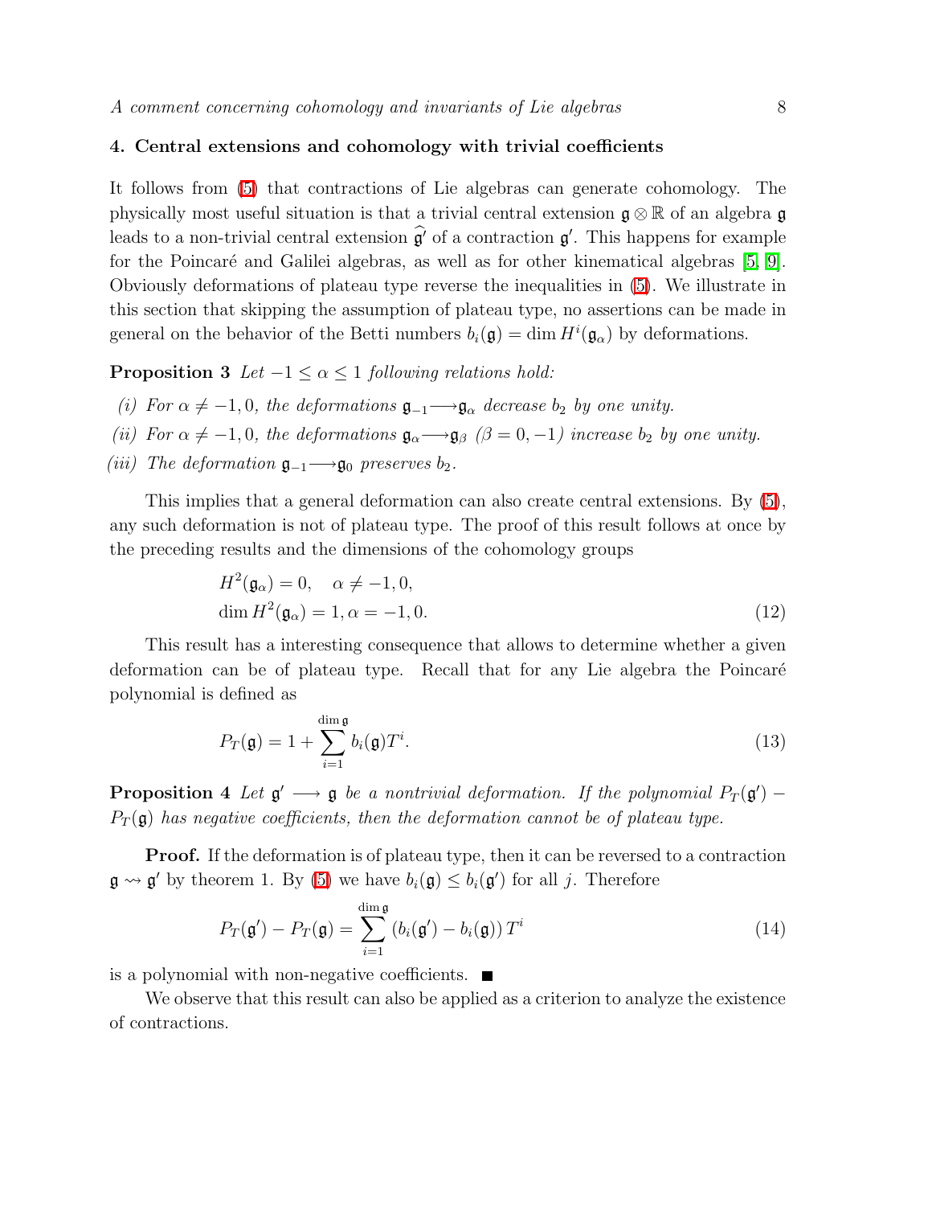## 4. Central extensions and cohomology with trivial coefficients

It follows from (5) that contractions of Lie algebras can generate cohomology. The physically most useful situation is that a trivial central extension $\mathfrak{g} \otimes \mathbb{R}$ of an algebra $\mathfrak{g}$ leads to a non-trivial central extension $\widehat{\mathfrak{g}'}$ of a contraction $\mathfrak{g}'$. This happens for example for the Poincaré and Galilei algebras, as well as for other kinematical algebras [5, 9]. Obviously deformations of plateau type reverse the inequalities in (5). We illustrate in this section that skipping the assumption of plateau type, no assertions can be made in general on the behavior of the Betti numbers $b_i(\mathfrak{g}) = \dim H^i(\mathfrak{g}_\alpha)$ by deformations.

**Proposition 3** *Let $-1 \leq \alpha \leq 1$ following relations hold:*

*(i) For $\alpha \neq -1, 0$, the deformations $\mathfrak{g}_{-1} \longrightarrow \mathfrak{g}_\alpha$ decrease $b_2$ by one unity.*

*(ii) For $\alpha \neq -1, 0$, the deformations $\mathfrak{g}_\alpha \longrightarrow \mathfrak{g}_\beta$ $(\beta = 0, -1)$ increase $b_2$ by one unity.*

*(iii) The deformation $\mathfrak{g}_{-1} \longrightarrow \mathfrak{g}_0$ preserves $b_2$.*

This implies that a general deformation can also create central extensions. By (5), any such deformation is not of plateau type. The proof of this result follows at once by the preceding results and the dimensions of the cohomology groups

$$
\begin{aligned}
&H^2(\mathfrak{g}_\alpha) = 0, \quad \alpha \neq -1, 0, \\
&\dim H^2(\mathfrak{g}_\alpha) = 1, \alpha = -1, 0.
\end{aligned}
\tag{12}
$$

This result has a interesting consequence that allows to determine whether a given deformation can be of plateau type. Recall that for any Lie algebra the Poincaré polynomial is defined as

$$
P_T(\mathfrak{g}) = 1 + \sum_{i=1}^{\dim \mathfrak{g}} b_i(\mathfrak{g}) T^i. \tag{13}
$$

**Proposition 4** *Let $\mathfrak{g}' \longrightarrow \mathfrak{g}$ be a nontrivial deformation. If the polynomial $P_T(\mathfrak{g}') - P_T(\mathfrak{g})$ has negative coefficients, then the deformation cannot be of plateau type.*

**Proof.** If the deformation is of plateau type, then it can be reversed to a contraction $\mathfrak{g} \rightsquigarrow \mathfrak{g}'$ by theorem 1. By (5) we have $b_i(\mathfrak{g}) \leq b_i(\mathfrak{g}')$ for all $j$. Therefore

$$
P_T(\mathfrak{g}') - P_T(\mathfrak{g}) = \sum_{i=1}^{\dim \mathfrak{g}} \left( b_i(\mathfrak{g}') - b_i(\mathfrak{g}) \right) T^i \tag{14}
$$

is a polynomial with non-negative coefficients. ■

We observe that this result can also be applied as a criterion to analyze the existence of contractions.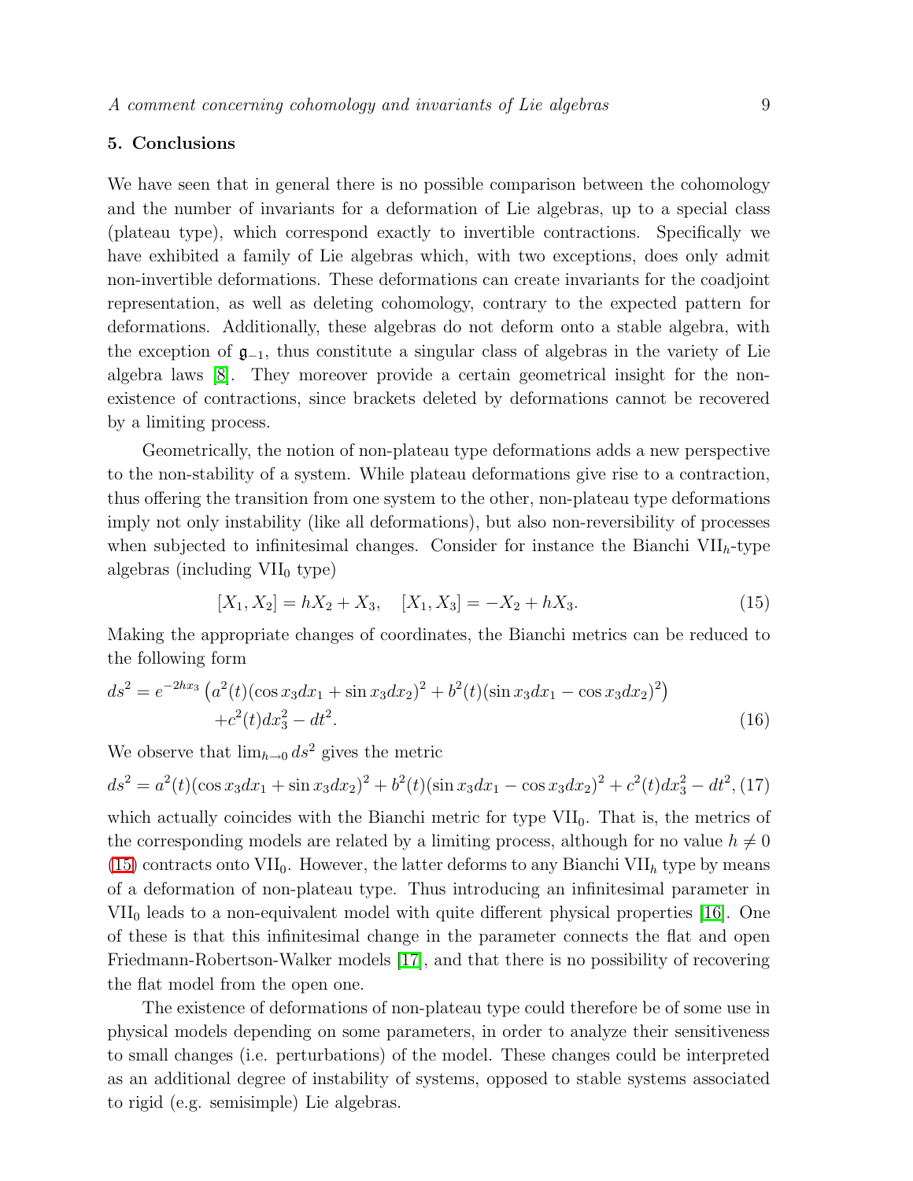## 5. Conclusions

We have seen that in general there is no possible comparison between the cohomology and the number of invariants for a deformation of Lie algebras, up to a special class (plateau type), which correspond exactly to invertible contractions. Specifically we have exhibited a family of Lie algebras which, with two exceptions, does only admit non-invertible deformations. These deformations can create invariants for the coadjoint representation, as well as deleting cohomology, contrary to the expected pattern for deformations. Additionally, these algebras do not deform onto a stable algebra, with the exception of $\mathfrak{g}_{-1}$, thus constitute a singular class of algebras in the variety of Lie algebra laws [8]. They moreover provide a certain geometrical insight for the non-existence of contractions, since brackets deleted by deformations cannot be recovered by a limiting process.

Geometrically, the notion of non-plateau type deformations adds a new perspective to the non-stability of a system. While plateau deformations give rise to a contraction, thus offering the transition from one system to the other, non-plateau type deformations imply not only instability (like all deformations), but also non-reversibility of processes when subjected to infinitesimal changes. Consider for instance the Bianchi $\mathrm{VII}_h$-type algebras (including $\mathrm{VII}_0$ type)

$$[X_1, X_2] = hX_2 + X_3, \quad [X_1, X_3] = -X_2 + hX_3. \tag{15}$$

Making the appropriate changes of coordinates, the Bianchi metrics can be reduced to the following form

$$\begin{aligned} ds^2 = e^{-2hx_3} & \left( a^2(t)(\cos x_3 dx_1 + \sin x_3 dx_2)^2 + b^2(t)(\sin x_3 dx_1 - \cos x_3 dx_2)^2 \right) \\ & + c^2(t) dx_3^2 - dt^2. \end{aligned} \tag{16}$$

We observe that $\lim_{h\to 0} ds^2$ gives the metric

$$ds^2 = a^2(t)(\cos x_3 dx_1 + \sin x_3 dx_2)^2 + b^2(t)(\sin x_3 dx_1 - \cos x_3 dx_2)^2 + c^2(t)dx_3^2 - dt^2, \tag{17}$$

which actually coincides with the Bianchi metric for type $\mathrm{VII}_0$. That is, the metrics of the corresponding models are related by a limiting process, although for no value $h \neq 0$ (15) contracts onto $\mathrm{VII}_0$. However, the latter deforms to any Bianchi $\mathrm{VII}_h$ type by means of a deformation of non-plateau type. Thus introducing an infinitesimal parameter in $\mathrm{VII}_0$ leads to a non-equivalent model with quite different physical properties [16]. One of these is that this infinitesimal change in the parameter connects the flat and open Friedmann-Robertson-Walker models [17], and that there is no possibility of recovering the flat model from the open one.

The existence of deformations of non-plateau type could therefore be of some use in physical models depending on some parameters, in order to analyze their sensitiveness to small changes (i.e. perturbations) of the model. These changes could be interpreted as an additional degree of instability of systems, opposed to stable systems associated to rigid (e.g. semisimple) Lie algebras.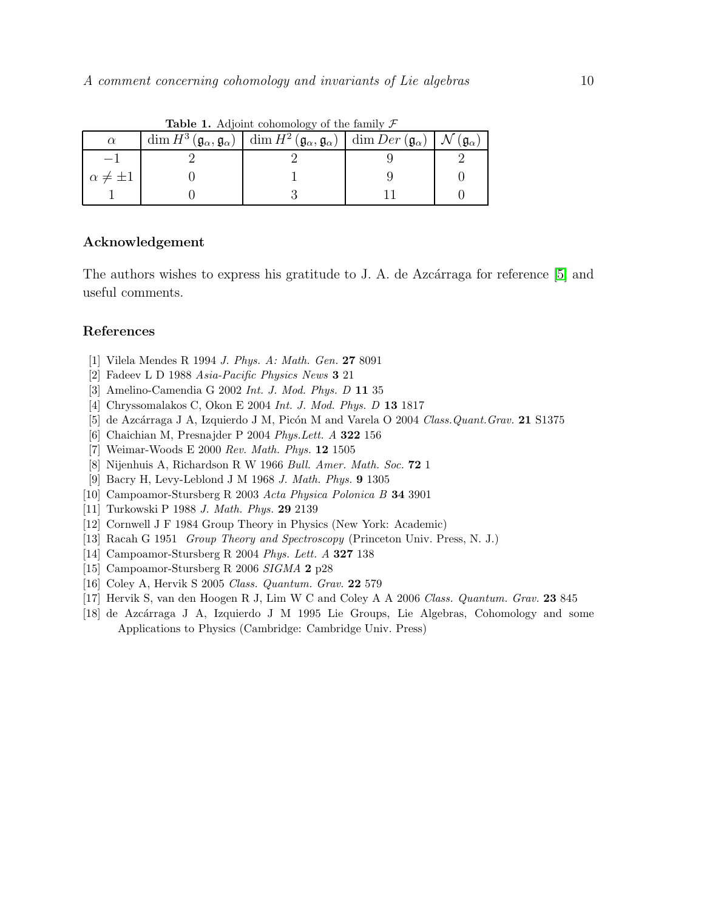**Table 1.** Adjoint cohomology of the family $\mathcal{F}$

| $\alpha$ | $\dim H^3(\mathfrak{g}_\alpha, \mathfrak{g}_\alpha)$ | $\dim H^2(\mathfrak{g}_\alpha, \mathfrak{g}_\alpha)$ | $\dim Der(\mathfrak{g}_\alpha)$ | $\mathcal{N}(\mathfrak{g}_\alpha)$ |
|---|---|---|---|---|
| $-1$ | 2 | 2 | 9 | 2 |
| $\alpha \neq \pm 1$ | 0 | 1 | 9 | 0 |
| 1 | 0 | 3 | 11 | 0 |

## Acknowledgement

The authors wishes to express his gratitude to J. A. de Azcárraga for reference [5] and useful comments.

## References

[1] Vilela Mendes R 1994 *J. Phys. A: Math. Gen.* **27** 8091

[2] Fadeev L D 1988 *Asia-Pacific Physics News* **3** 21

[3] Amelino-Camendia G 2002 *Int. J. Mod. Phys. D* **11** 35

[4] Chryssomalakos C, Okon E 2004 *Int. J. Mod. Phys. D* **13** 1817

[5] de Azcárraga J A, Izquierdo J M, Picón M and Varela O 2004 *Class.Quant.Grav.* **21** S1375

[6] Chaichian M, Presnajder P 2004 *Phys.Lett. A* **322** 156

[7] Weimar-Woods E 2000 *Rev. Math. Phys.* **12** 1505

[8] Nijenhuis A, Richardson R W 1966 *Bull. Amer. Math. Soc.* **72** 1

[9] Bacry H, Levy-Leblond J M 1968 *J. Math. Phys.* **9** 1305

[10] Campoamor-Stursberg R 2003 *Acta Physica Polonica B* **34** 3901

[11] Turkowski P 1988 *J. Math. Phys.* **29** 2139

[12] Cornwell J F 1984 Group Theory in Physics (New York: Academic)

[13] Racah G 1951 *Group Theory and Spectroscopy* (Princeton Univ. Press, N. J.)

[14] Campoamor-Stursberg R 2004 *Phys. Lett. A* **327** 138

[15] Campoamor-Stursberg R 2006 *SIGMA* **2** p28

[16] Coley A, Hervik S 2005 *Class. Quantum. Grav.* **22** 579

[17] Hervik S, van den Hoogen R J, Lim W C and Coley A A 2006 *Class. Quantum. Grav.* **23** 845

[18] de Azcárraga J A, Izquierdo J M 1995 Lie Groups, Lie Algebras, Cohomology and some Applications to Physics (Cambridge: Cambridge Univ. Press)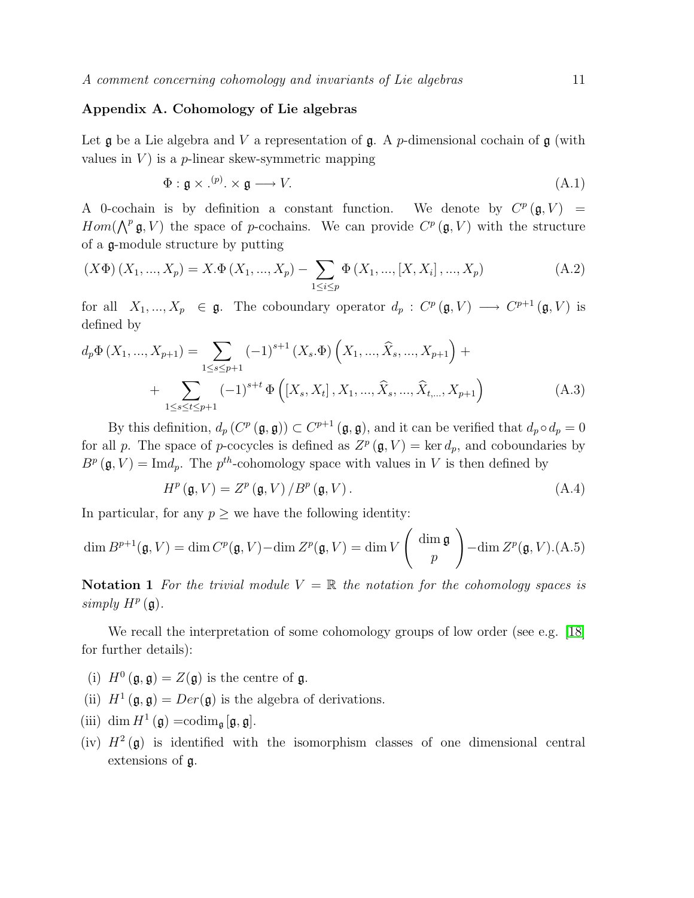## Appendix A. Cohomology of Lie algebras

Let $\mathfrak{g}$ be a Lie algebra and $V$ a representation of $\mathfrak{g}$. A $p$-dimensional cochain of $\mathfrak{g}$ (with values in $V$) is a $p$-linear skew-symmetric mapping

$$\Phi : \mathfrak{g} \times .^{(p)}. \times \mathfrak{g} \longrightarrow V. \tag{A.1}$$

A 0-cochain is by definition a constant function. We denote by $C^p(\mathfrak{g}, V) = Hom(\bigwedge^p \mathfrak{g}, V)$ the space of $p$-cochains. We can provide $C^p(\mathfrak{g}, V)$ with the structure of a $\mathfrak{g}$-module structure by putting

$$(X\Phi)(X_1, ..., X_p) = X.\Phi(X_1, ..., X_p) - \sum_{1 \leq i \leq p} \Phi(X_1, ..., [X, X_i], ..., X_p) \tag{A.2}$$

for all $X_1, ..., X_p \in \mathfrak{g}$. The coboundary operator $d_p : C^p(\mathfrak{g}, V) \longrightarrow C^{p+1}(\mathfrak{g}, V)$ is defined by

$$\begin{aligned} d_p\Phi(X_1, ..., X_{p+1}) = \sum_{1 \leq s \leq p+1} (-1)^{s+1} (X_s.\Phi)\left(X_1, ..., \widehat{X}_s, ..., X_{p+1}\right) + \\ + \sum_{1 \leq s \leq t \leq p+1} (-1)^{s+t} \Phi\left([X_s, X_t], X_1, ..., \widehat{X}_s, ..., \widehat{X}_{t,...}, X_{p+1}\right) \end{aligned} \tag{A.3}$$

By this definition, $d_p(C^p(\mathfrak{g}, \mathfrak{g})) \subset C^{p+1}(\mathfrak{g}, \mathfrak{g})$, and it can be verified that $d_p \circ d_p = 0$ for all $p$. The space of $p$-cocycles is defined as $Z^p(\mathfrak{g}, V) = \ker d_p$, and coboundaries by $B^p(\mathfrak{g}, V) = \mathrm{Im} d_p$. The $p^{th}$-cohomology space with values in $V$ is then defined by

$$H^p(\mathfrak{g}, V) = Z^p(\mathfrak{g}, V) / B^p(\mathfrak{g}, V). \tag{A.4}$$

In particular, for any $p \geq$ we have the following identity:

$$\dim B^{p+1}(\mathfrak{g}, V) = \dim C^p(\mathfrak{g}, V) - \dim Z^p(\mathfrak{g}, V) = \dim V \begin{pmatrix} \dim \mathfrak{g} \\ p \end{pmatrix} - \dim Z^p(\mathfrak{g}, V). \tag{A.5}$$

**Notation 1** *For the trivial module $V = \mathbb{R}$ the notation for the cohomology spaces is simply $H^p(\mathfrak{g})$.*

We recall the interpretation of some cohomology groups of low order (see e.g. [18] for further details):

(i) $H^0(\mathfrak{g}, \mathfrak{g}) = Z(\mathfrak{g})$ is the centre of $\mathfrak{g}$.

(ii) $H^1(\mathfrak{g}, \mathfrak{g}) = Der(\mathfrak{g})$ is the algebra of derivations.

(iii) $\dim H^1(\mathfrak{g}) = \mathrm{codim}_{\mathfrak{g}} [\mathfrak{g}, \mathfrak{g}]$.

(iv) $H^2(\mathfrak{g})$ is identified with the isomorphism classes of one dimensional central extensions of $\mathfrak{g}$.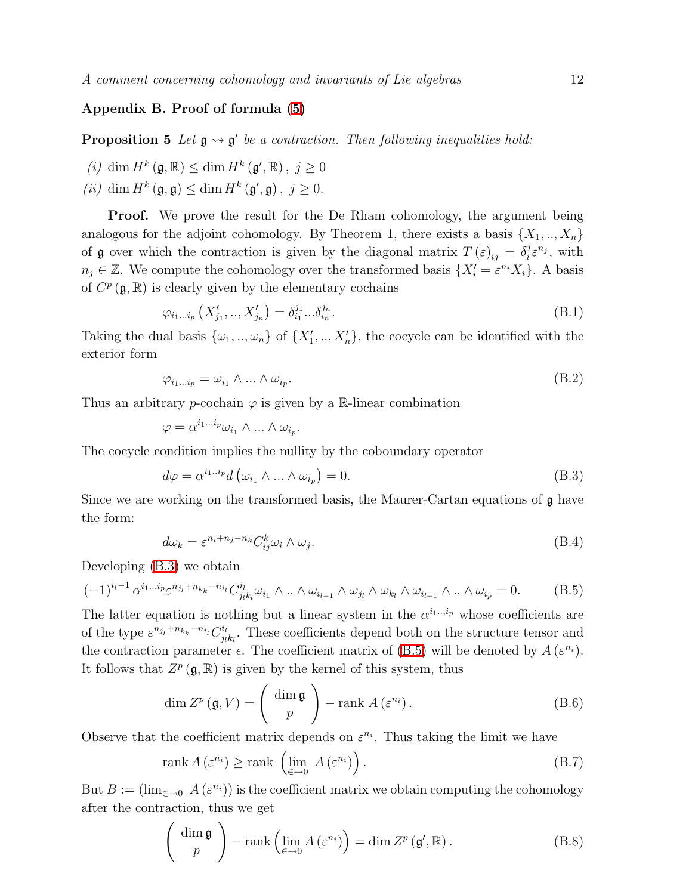## Appendix B. Proof of formula (5)

**Proposition 5** *Let $\mathfrak{g} \rightsquigarrow \mathfrak{g}'$ be a contraction. Then following inequalities hold:*

*(i)* $\dim H^k(\mathfrak{g}, \mathbb{R}) \leq \dim H^k(\mathfrak{g}', \mathbb{R}), \; j \geq 0$

*(ii)* $\dim H^k(\mathfrak{g}, \mathfrak{g}) \leq \dim H^k(\mathfrak{g}', \mathfrak{g}), \; j \geq 0.$

**Proof.** We prove the result for the De Rham cohomology, the argument being analogous for the adjoint cohomology. By Theorem 1, there exists a basis $\{X_1, .., X_n\}$ of $\mathfrak{g}$ over which the contraction is given by the diagonal matrix $T(\varepsilon)_{ij} = \delta_i^j \varepsilon^{n_j}$, with $n_j \in \mathbb{Z}$. We compute the cohomology over the transformed basis $\{X'_i = \varepsilon^{n_i} X_i\}$. A basis of $C^p(\mathfrak{g}, \mathbb{R})$ is clearly given by the elementary cochains

$$\varphi_{i_1 \dots i_p}\left(X'_{j_1}, .., X'_{j_n}\right) = \delta_{i_1}^{j_1} \dots \delta_{i_n}^{j_n}. \tag{B.1}$$

Taking the dual basis $\{\omega_1, .., \omega_n\}$ of $\{X'_1, .., X'_n\}$, the cocycle can be identified with the exterior form

$$\varphi_{i_1 \dots i_p} = \omega_{i_1} \wedge \dots \wedge \omega_{i_p}. \tag{B.2}$$

Thus an arbitrary $p$-cochain $\varphi$ is given by a $\mathbb{R}$-linear combination

$$\varphi = \alpha^{i_1 .., i_p} \omega_{i_1} \wedge \dots \wedge \omega_{i_p}.$$

The cocycle condition implies the nullity by the coboundary operator

$$d\varphi = \alpha^{i_1 .. i_p} d\left(\omega_{i_1} \wedge \dots \wedge \omega_{i_p}\right) = 0. \tag{B.3}$$

Since we are working on the transformed basis, the Maurer-Cartan equations of $\mathfrak{g}$ have the form:

$$d\omega_k = \varepsilon^{n_i + n_j - n_k} C_{ij}^k \omega_i \wedge \omega_j. \tag{B.4}$$

Developing (B.3) we obtain

$$(-1)^{i_l - 1} \alpha^{i_1 \dots i_p} \varepsilon^{n_{j_l} + n_{k_k} - n_{i_l}} C_{j_l k_l}^{i_l} \omega_{i_1} \wedge .. \wedge \omega_{i_{l-1}} \wedge \omega_{j_l} \wedge \omega_{k_l} \wedge \omega_{i_{l+1}} \wedge .. \wedge \omega_{i_p} = 0. \tag{B.5}$$

The latter equation is nothing but a linear system in the $\alpha^{i_1 .., i_p}$ whose coefficients are of the type $\varepsilon^{n_{j_l} + n_{k_k} - n_{i_l}} C_{j_l k_l}^{i_l}$. These coefficients depend both on the structure tensor and the contraction parameter $\epsilon$. The coefficient matrix of (B.5) will be denoted by $A(\varepsilon^{n_i})$. It follows that $Z^p(\mathfrak{g}, \mathbb{R})$ is given by the kernel of this system, thus

$$\dim Z^p(\mathfrak{g}, V) = \begin{pmatrix} \dim \mathfrak{g} \\ p \end{pmatrix} - \operatorname{rank} A(\varepsilon^{n_i}). \tag{B.6}$$

Observe that the coefficient matrix depends on $\varepsilon^{n_i}$. Thus taking the limit we have

$$\operatorname{rank} A(\varepsilon^{n_i}) \geq \operatorname{rank}\left(\lim_{\in \to 0} A(\varepsilon^{n_i})\right). \tag{B.7}$$

But $B := \left(\lim_{\in \to 0} A(\varepsilon^{n_i})\right)$ is the coefficient matrix we obtain computing the cohomology after the contraction, thus we get

$$\begin{pmatrix} \dim \mathfrak{g} \\ p \end{pmatrix} - \operatorname{rank}\left(\lim_{\in \to 0} A(\varepsilon^{n_i})\right) = \dim Z^p(\mathfrak{g}', \mathbb{R}). \tag{B.8}$$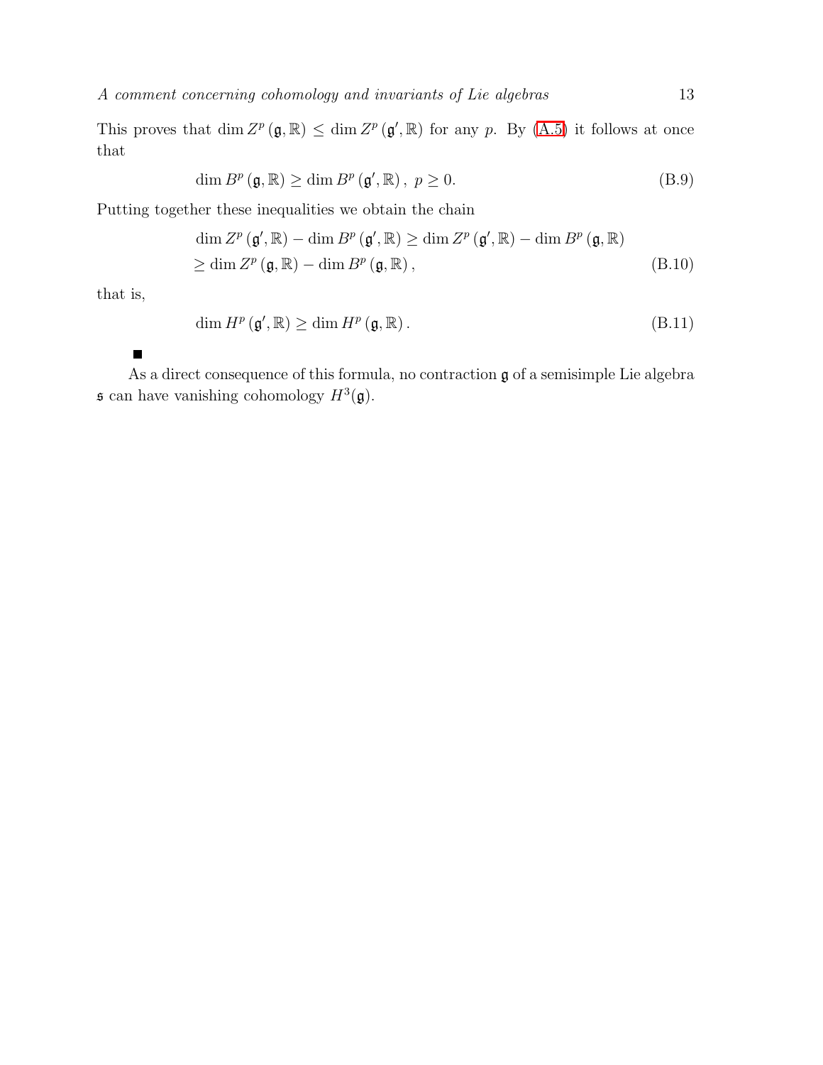This proves that $\dim Z^p(\mathfrak{g}, \mathbb{R}) \leq \dim Z^p(\mathfrak{g}', \mathbb{R})$ for any $p$. By (A.5) it follows at once that

$$\dim B^p(\mathfrak{g}, \mathbb{R}) \geq \dim B^p(\mathfrak{g}', \mathbb{R}), \ p \geq 0. \tag{B.9}$$

Putting together these inequalities we obtain the chain

$$\begin{aligned} &\dim Z^p(\mathfrak{g}', \mathbb{R}) - \dim B^p(\mathfrak{g}', \mathbb{R}) \geq \dim Z^p(\mathfrak{g}', \mathbb{R}) - \dim B^p(\mathfrak{g}, \mathbb{R}) \\ &\geq \dim Z^p(\mathfrak{g}, \mathbb{R}) - \dim B^p(\mathfrak{g}, \mathbb{R}), \end{aligned} \tag{B.10}$$

that is,

$$\dim H^p(\mathfrak{g}', \mathbb{R}) \geq \dim H^p(\mathfrak{g}, \mathbb{R}). \tag{B.11}$$

■

As a direct consequence of this formula, no contraction $\mathfrak{g}$ of a semisimple Lie algebra $\mathfrak{s}$ can have vanishing cohomology $H^3(\mathfrak{g})$.